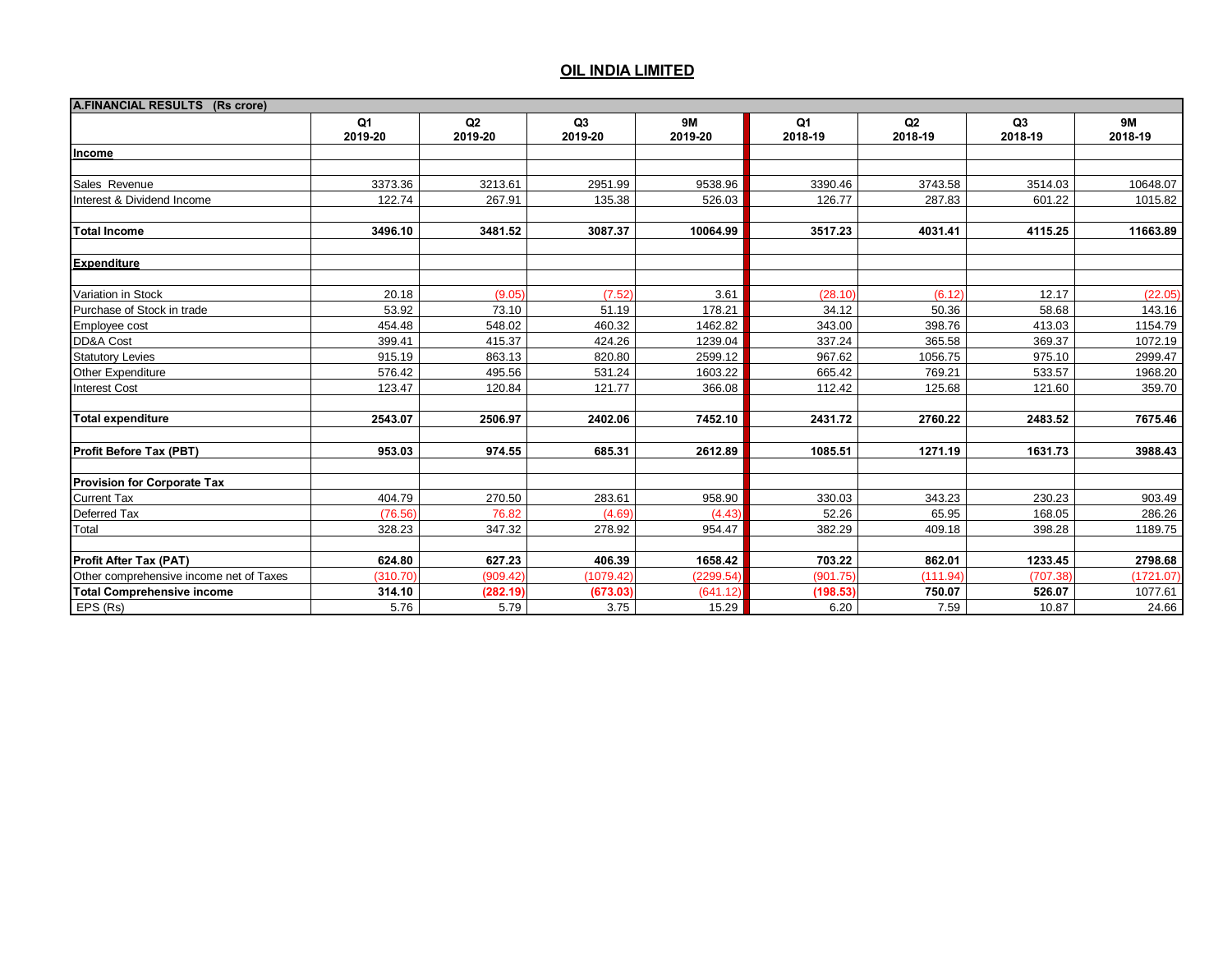# OIL INDIA LIMITED

| A.FINANCIAL RESULTS (Rs crore) | Q1 2019-20 | Q2 2019-20 | Q3 2019-20 | 9M 2019-20 | Q1 2018-19 | Q2 2018-19 | Q3 2018-19 | 9M 2018-19 |
|---|---|---|---|---|---|---|---|---|
| **Income** | | | | | | | | |
| | | | | | | | | |
| Sales Revenue | 3373.36 | 3213.61 | 2951.99 | 9538.96 | 3390.46 | 3743.58 | 3514.03 | 10648.07 |
| Interest & Dividend Income | 122.74 | 267.91 | 135.38 | 526.03 | 126.77 | 287.83 | 601.22 | 1015.82 |
| | | | | | | | | |
| **Total Income** | **3496.10** | **3481.52** | **3087.37** | **10064.99** | **3517.23** | **4031.41** | **4115.25** | **11663.89** |
| | | | | | | | | |
| **Expenditure** | | | | | | | | |
| | | | | | | | | |
| Variation in Stock | 20.18 | (9.05) | (7.52) | 3.61 | (28.10) | (6.12) | 12.17 | (22.05) |
| Purchase of Stock in trade | 53.92 | 73.10 | 51.19 | 178.21 | 34.12 | 50.36 | 58.68 | 143.16 |
| Employee cost | 454.48 | 548.02 | 460.32 | 1462.82 | 343.00 | 398.76 | 413.03 | 1154.79 |
| DD&A Cost | 399.41 | 415.37 | 424.26 | 1239.04 | 337.24 | 365.58 | 369.37 | 1072.19 |
| Statutory Levies | 915.19 | 863.13 | 820.80 | 2599.12 | 967.62 | 1056.75 | 975.10 | 2999.47 |
| Other Expenditure | 576.42 | 495.56 | 531.24 | 1603.22 | 665.42 | 769.21 | 533.57 | 1968.20 |
| Interest Cost | 123.47 | 120.84 | 121.77 | 366.08 | 112.42 | 125.68 | 121.60 | 359.70 |
| | | | | | | | | |
| **Total expenditure** | **2543.07** | **2506.97** | **2402.06** | **7452.10** | **2431.72** | **2760.22** | **2483.52** | **7675.46** |
| | | | | | | | | |
| **Profit Before Tax (PBT)** | **953.03** | **974.55** | **685.31** | **2612.89** | **1085.51** | **1271.19** | **1631.73** | **3988.43** |
| | | | | | | | | |
| **Provision for Corporate Tax** | | | | | | | | |
| Current Tax | 404.79 | 270.50 | 283.61 | 958.90 | 330.03 | 343.23 | 230.23 | 903.49 |
| Deferred Tax | (76.56) | 76.82 | (4.69) | (4.43) | 52.26 | 65.95 | 168.05 | 286.26 |
| Total | 328.23 | 347.32 | 278.92 | 954.47 | 382.29 | 409.18 | 398.28 | 1189.75 |
| | | | | | | | | |
| **Profit After Tax (PAT)** | **624.80** | **627.23** | **406.39** | **1658.42** | **703.22** | **862.01** | **1233.45** | **2798.68** |
| Other comprehensive income net of Taxes | (310.70) | (909.42) | (1079.42) | (2299.54) | (901.75) | (111.94) | (707.38) | (1721.07) |
| **Total Comprehensive income** | **314.10** | **(282.19)** | **(673.03)** | (641.12) | **(198.53)** | **750.07** | **526.07** | 1077.61 |
| EPS (Rs) | 5.76 | 5.79 | 3.75 | 15.29 | 6.20 | 7.59 | 10.87 | 24.66 |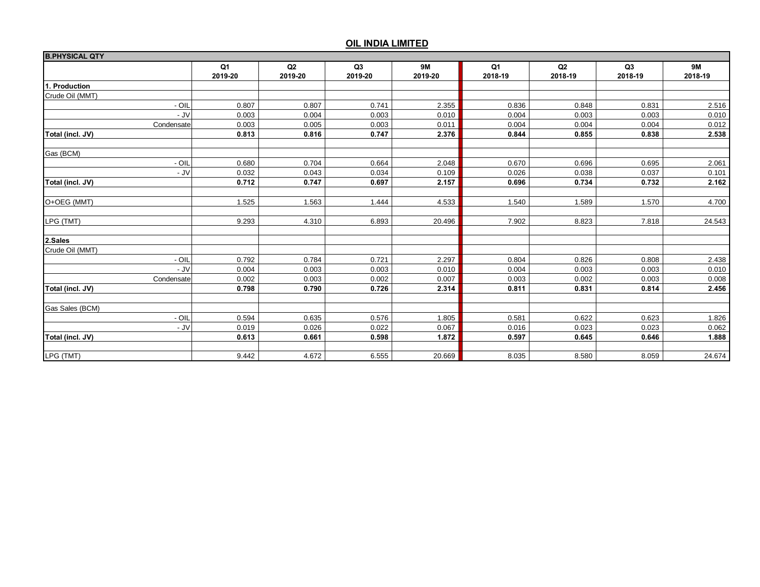## OIL INDIA LIMITED

| B.PHYSICAL QTY | | | | | | | | |
|---|---|---|---|---|---|---|---|---|
| | Q1 2019-20 | Q2 2019-20 | Q3 2019-20 | 9M 2019-20 | Q1 2018-19 | Q2 2018-19 | Q3 2018-19 | 9M 2018-19 |
| **1. Production** | | | | | | | | |
| Crude Oil (MMT) | | | | | | | | |
| - OIL | 0.807 | 0.807 | 0.741 | 2.355 | 0.836 | 0.848 | 0.831 | 2.516 |
| - JV | 0.003 | 0.004 | 0.003 | 0.010 | 0.004 | 0.003 | 0.003 | 0.010 |
| Condensate | 0.003 | 0.005 | 0.003 | 0.011 | 0.004 | 0.004 | 0.004 | 0.012 |
| **Total (incl. JV)** | **0.813** | **0.816** | **0.747** | **2.376** | **0.844** | **0.855** | **0.838** | **2.538** |
| | | | | | | | | |
| Gas (BCM) | | | | | | | | |
| - OIL | 0.680 | 0.704 | 0.664 | 2.048 | 0.670 | 0.696 | 0.695 | 2.061 |
| - JV | 0.032 | 0.043 | 0.034 | 0.109 | 0.026 | 0.038 | 0.037 | 0.101 |
| **Total (incl. JV)** | **0.712** | **0.747** | **0.697** | **2.157** | **0.696** | **0.734** | **0.732** | **2.162** |
| | | | | | | | | |
| O+OEG (MMT) | 1.525 | 1.563 | 1.444 | 4.533 | 1.540 | 1.589 | 1.570 | 4.700 |
| | | | | | | | | |
| LPG (TMT) | 9.293 | 4.310 | 6.893 | 20.496 | 7.902 | 8.823 | 7.818 | 24.543 |
| | | | | | | | | |
| **2.Sales** | | | | | | | | |
| Crude Oil (MMT) | | | | | | | | |
| - OIL | 0.792 | 0.784 | 0.721 | 2.297 | 0.804 | 0.826 | 0.808 | 2.438 |
| - JV | 0.004 | 0.003 | 0.003 | 0.010 | 0.004 | 0.003 | 0.003 | 0.010 |
| Condensate | 0.002 | 0.003 | 0.002 | 0.007 | 0.003 | 0.002 | 0.003 | 0.008 |
| **Total (incl. JV)** | **0.798** | **0.790** | **0.726** | **2.314** | **0.811** | **0.831** | **0.814** | **2.456** |
| | | | | | | | | |
| Gas Sales (BCM) | | | | | | | | |
| - OIL | 0.594 | 0.635 | 0.576 | 1.805 | 0.581 | 0.622 | 0.623 | 1.826 |
| - JV | 0.019 | 0.026 | 0.022 | 0.067 | 0.016 | 0.023 | 0.023 | 0.062 |
| **Total (incl. JV)** | **0.613** | **0.661** | **0.598** | **1.872** | **0.597** | **0.645** | **0.646** | **1.888** |
| | | | | | | | | |
| LPG (TMT) | 9.442 | 4.672 | 6.555 | 20.669 | 8.035 | 8.580 | 8.059 | 24.674 |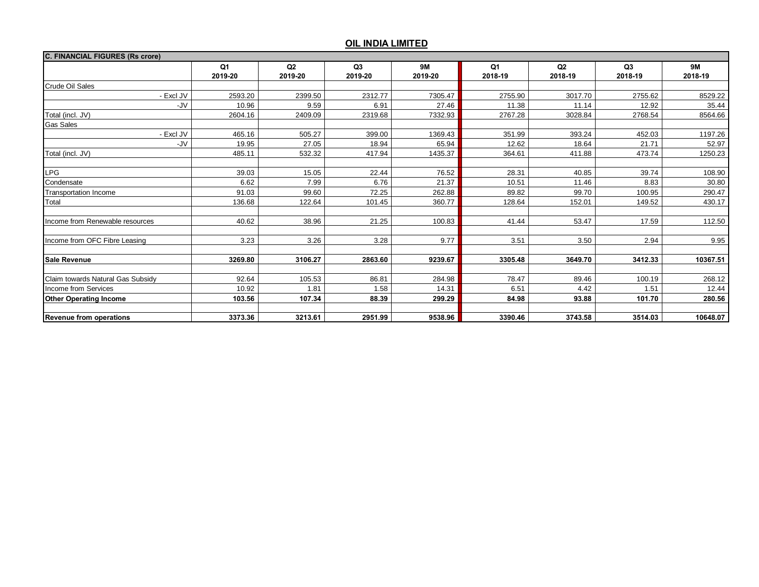# OIL INDIA LIMITED

| C. FINANCIAL FIGURES (Rs crore) | Q1 2019-20 | Q2 2019-20 | Q3 2019-20 | 9M 2019-20 | Q1 2018-19 | Q2 2018-19 | Q3 2018-19 | 9M 2018-19 |
|---|---|---|---|---|---|---|---|---|
| Crude Oil Sales | | | | | | | | |
| - Excl JV | 2593.20 | 2399.50 | 2312.77 | 7305.47 | 2755.90 | 3017.70 | 2755.62 | 8529.22 |
| -JV | 10.96 | 9.59 | 6.91 | 27.46 | 11.38 | 11.14 | 12.92 | 35.44 |
| Total (incl. JV) | 2604.16 | 2409.09 | 2319.68 | 7332.93 | 2767.28 | 3028.84 | 2768.54 | 8564.66 |
| Gas Sales | | | | | | | | |
| - Excl JV | 465.16 | 505.27 | 399.00 | 1369.43 | 351.99 | 393.24 | 452.03 | 1197.26 |
| -JV | 19.95 | 27.05 | 18.94 | 65.94 | 12.62 | 18.64 | 21.71 | 52.97 |
| Total (incl. JV) | 485.11 | 532.32 | 417.94 | 1435.37 | 364.61 | 411.88 | 473.74 | 1250.23 |
| | | | | | | | | |
| LPG | 39.03 | 15.05 | 22.44 | 76.52 | 28.31 | 40.85 | 39.74 | 108.90 |
| Condensate | 6.62 | 7.99 | 6.76 | 21.37 | 10.51 | 11.46 | 8.83 | 30.80 |
| Transportation Income | 91.03 | 99.60 | 72.25 | 262.88 | 89.82 | 99.70 | 100.95 | 290.47 |
| Total | 136.68 | 122.64 | 101.45 | 360.77 | 128.64 | 152.01 | 149.52 | 430.17 |
| | | | | | | | | |
| Income from Renewable resources | 40.62 | 38.96 | 21.25 | 100.83 | 41.44 | 53.47 | 17.59 | 112.50 |
| | | | | | | | | |
| Income from OFC Fibre Leasing | 3.23 | 3.26 | 3.28 | 9.77 | 3.51 | 3.50 | 2.94 | 9.95 |
| | | | | | | | | |
| **Sale Revenue** | **3269.80** | **3106.27** | **2863.60** | **9239.67** | **3305.48** | **3649.70** | **3412.33** | **10367.51** |
| | | | | | | | | |
| Claim towards Natural Gas Subsidy | 92.64 | 105.53 | 86.81 | 284.98 | 78.47 | 89.46 | 100.19 | 268.12 |
| Income from Services | 10.92 | 1.81 | 1.58 | 14.31 | 6.51 | 4.42 | 1.51 | 12.44 |
| **Other Operating Income** | **103.56** | **107.34** | **88.39** | **299.29** | **84.98** | **93.88** | **101.70** | **280.56** |
| | | | | | | | | |
| **Revenue from operations** | **3373.36** | **3213.61** | **2951.99** | **9538.96** | **3390.46** | **3743.58** | **3514.03** | **10648.07** |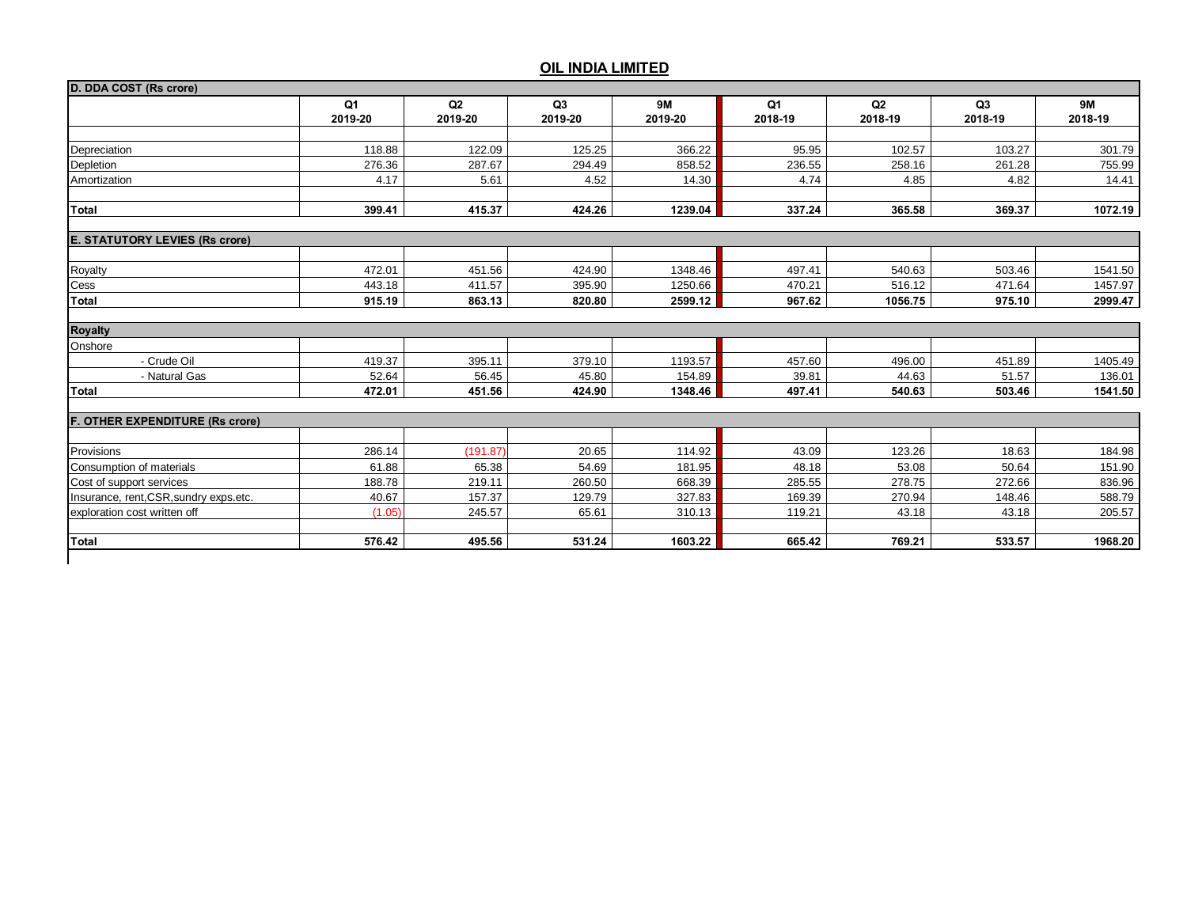## OIL INDIA LIMITED

| D. DDA COST (Rs crore) | Q1 2019-20 | Q2 2019-20 | Q3 2019-20 | 9M 2019-20 | Q1 2018-19 | Q2 2018-19 | Q3 2018-19 | 9M 2018-19 |
|---|---|---|---|---|---|---|---|---|
| Depreciation | 118.88 | 122.09 | 125.25 | 366.22 | 95.95 | 102.57 | 103.27 | 301.79 |
| Depletion | 276.36 | 287.67 | 294.49 | 858.52 | 236.55 | 258.16 | 261.28 | 755.99 |
| Amortization | 4.17 | 5.61 | 4.52 | 14.30 | 4.74 | 4.85 | 4.82 | 14.41 |
| **Total** | **399.41** | **415.37** | **424.26** | **1239.04** | **337.24** | **365.58** | **369.37** | **1072.19** |

| E. STATUTORY LEVIES (Rs crore) | Q1 2019-20 | Q2 2019-20 | Q3 2019-20 | 9M 2019-20 | Q1 2018-19 | Q2 2018-19 | Q3 2018-19 | 9M 2018-19 |
|---|---|---|---|---|---|---|---|---|
| Royalty | 472.01 | 451.56 | 424.90 | 1348.46 | 497.41 | 540.63 | 503.46 | 1541.50 |
| Cess | 443.18 | 411.57 | 395.90 | 1250.66 | 470.21 | 516.12 | 471.64 | 1457.97 |
| **Total** | **915.19** | **863.13** | **820.80** | **2599.12** | **967.62** | **1056.75** | **975.10** | **2999.47** |

| Royalty | Q1 2019-20 | Q2 2019-20 | Q3 2019-20 | 9M 2019-20 | Q1 2018-19 | Q2 2018-19 | Q3 2018-19 | 9M 2018-19 |
|---|---|---|---|---|---|---|---|---|
| Onshore | | | | | | | | |
| - Crude Oil | 419.37 | 395.11 | 379.10 | 1193.57 | 457.60 | 496.00 | 451.89 | 1405.49 |
| - Natural Gas | 52.64 | 56.45 | 45.80 | 154.89 | 39.81 | 44.63 | 51.57 | 136.01 |
| **Total** | **472.01** | **451.56** | **424.90** | **1348.46** | **497.41** | **540.63** | **503.46** | **1541.50** |

| F. OTHER EXPENDITURE (Rs crore) | Q1 2019-20 | Q2 2019-20 | Q3 2019-20 | 9M 2019-20 | Q1 2018-19 | Q2 2018-19 | Q3 2018-19 | 9M 2018-19 |
|---|---|---|---|---|---|---|---|---|
| Provisions | 286.14 | (191.87) | 20.65 | 114.92 | 43.09 | 123.26 | 18.63 | 184.98 |
| Consumption of materials | 61.88 | 65.38 | 54.69 | 181.95 | 48.18 | 53.08 | 50.64 | 151.90 |
| Cost of support services | 188.78 | 219.11 | 260.50 | 668.39 | 285.55 | 278.75 | 272.66 | 836.96 |
| Insurance, rent,CSR,sundry exps.etc. | 40.67 | 157.37 | 129.79 | 327.83 | 169.39 | 270.94 | 148.46 | 588.79 |
| exploration cost written off | (1.05) | 245.57 | 65.61 | 310.13 | 119.21 | 43.18 | 43.18 | 205.57 |
| **Total** | **576.42** | **495.56** | **531.24** | **1603.22** | **665.42** | **769.21** | **533.57** | **1968.20** |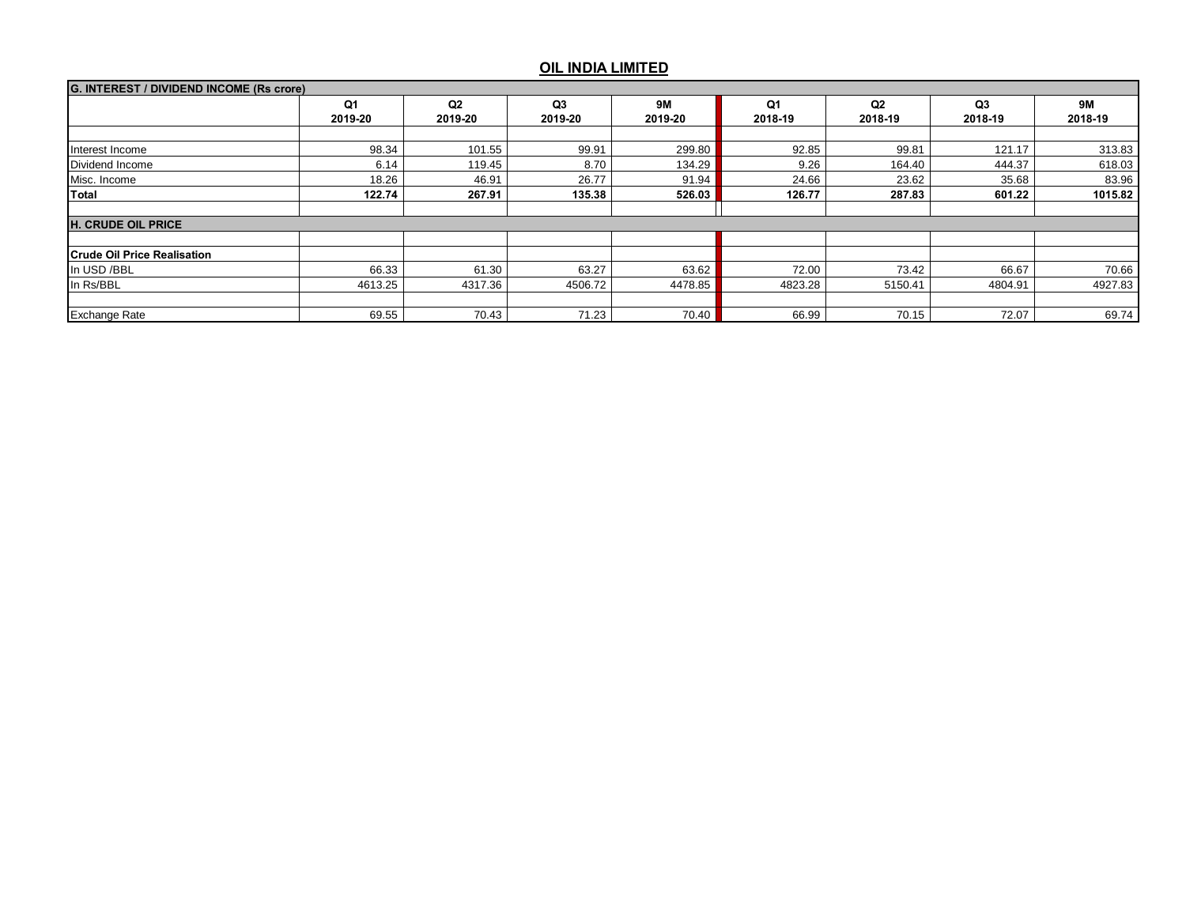## OIL INDIA LIMITED

| G. INTEREST / DIVIDEND INCOME (Rs crore) | Q1 2019-20 | Q2 2019-20 | Q3 2019-20 | 9M 2019-20 | Q1 2018-19 | Q2 2018-19 | Q3 2018-19 | 9M 2018-19 |
|---|---|---|---|---|---|---|---|---|
| Interest Income | 98.34 | 101.55 | 99.91 | 299.80 | 92.85 | 99.81 | 121.17 | 313.83 |
| Dividend Income | 6.14 | 119.45 | 8.70 | 134.29 | 9.26 | 164.40 | 444.37 | 618.03 |
| Misc. Income | 18.26 | 46.91 | 26.77 | 91.94 | 24.66 | 23.62 | 35.68 | 83.96 |
| **Total** | **122.74** | **267.91** | **135.38** | **526.03** | **126.77** | **287.83** | **601.22** | **1015.82** |
| **H. CRUDE OIL PRICE** | | | | | | | | |
| **Crude Oil Price Realisation** | | | | | | | | |
| In USD /BBL | 66.33 | 61.30 | 63.27 | 63.62 | 72.00 | 73.42 | 66.67 | 70.66 |
| In Rs/BBL | 4613.25 | 4317.36 | 4506.72 | 4478.85 | 4823.28 | 5150.41 | 4804.91 | 4927.83 |
| Exchange Rate | 69.55 | 70.43 | 71.23 | 70.40 | 66.99 | 70.15 | 72.07 | 69.74 |